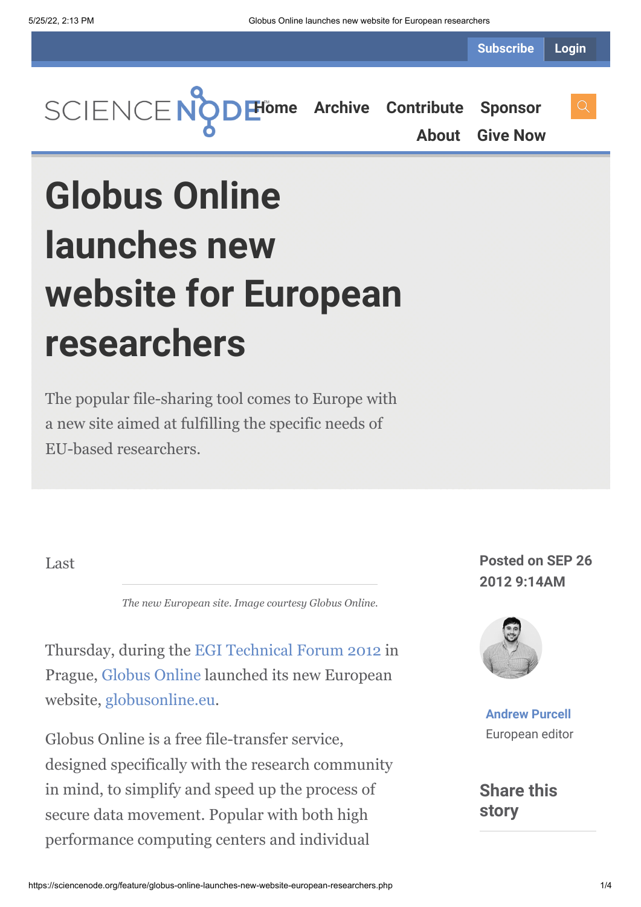Subscribe Login

Home Archive Contribute Sponsor About Give Now

# Globus Online launches new website for European researchers

The popular file-sharing tool comes to Europe with a new site aimed at fulfilling the specific needs of EU-based researchers.

Posted on SEP 26 2012 9:14AM

Andrew Purcell
European editor

Share this story

Last

*The new European site. Image courtesy Globus Online.*

Thursday, during the EGI Technical Forum 2012 in Prague, Globus Online launched its new European website, globusonline.eu.

Globus Online is a free file-transfer service, designed specifically with the research community in mind, to simplify and speed up the process of secure data movement. Popular with both high performance computing centers and individual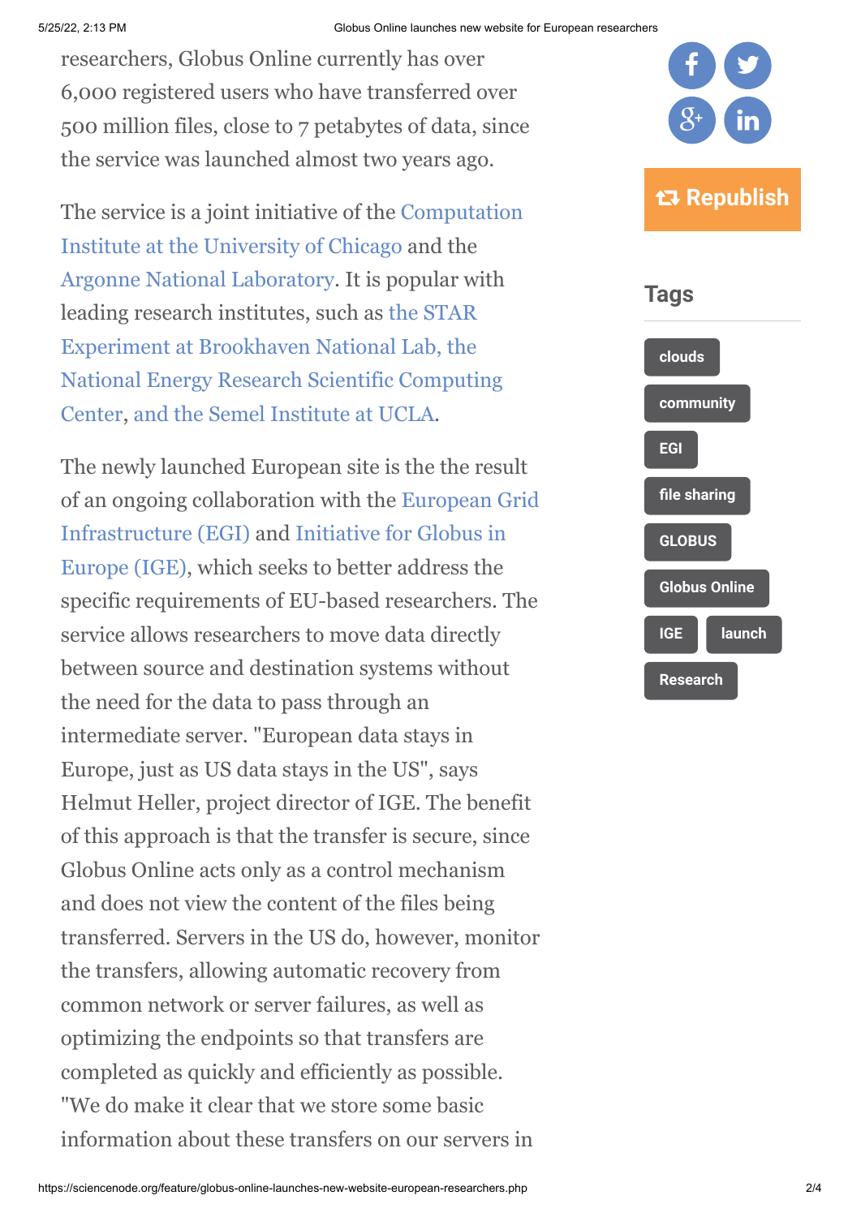researchers, Globus Online currently has over 6,000 registered users who have transferred over 500 million files, close to 7 petabytes of data, since the service was launched almost two years ago.

The service is a joint initiative of the Computation Institute at the University of Chicago and the Argonne National Laboratory. It is popular with leading research institutes, such as the STAR Experiment at Brookhaven National Lab, the National Energy Research Scientific Computing Center, and the Semel Institute at UCLA.

The newly launched European site is the the result of an ongoing collaboration with the European Grid Infrastructure (EGI) and Initiative for Globus in Europe (IGE), which seeks to better address the specific requirements of EU-based researchers. The service allows researchers to move data directly between source and destination systems without the need for the data to pass through an intermediate server. "European data stays in Europe, just as US data stays in the US", says Helmut Heller, project director of IGE. The benefit of this approach is that the transfer is secure, since Globus Online acts only as a control mechanism and does not view the content of the files being transferred. Servers in the US do, however, monitor the transfers, allowing automatic recovery from common network or server failures, as well as optimizing the endpoints so that transfers are completed as quickly and efficiently as possible. "We do make it clear that we store some basic information about these transfers on our servers in

Republish

## Tags

clouds

community

EGI

file sharing

GLOBUS

Globus Online

IGE

launch

Research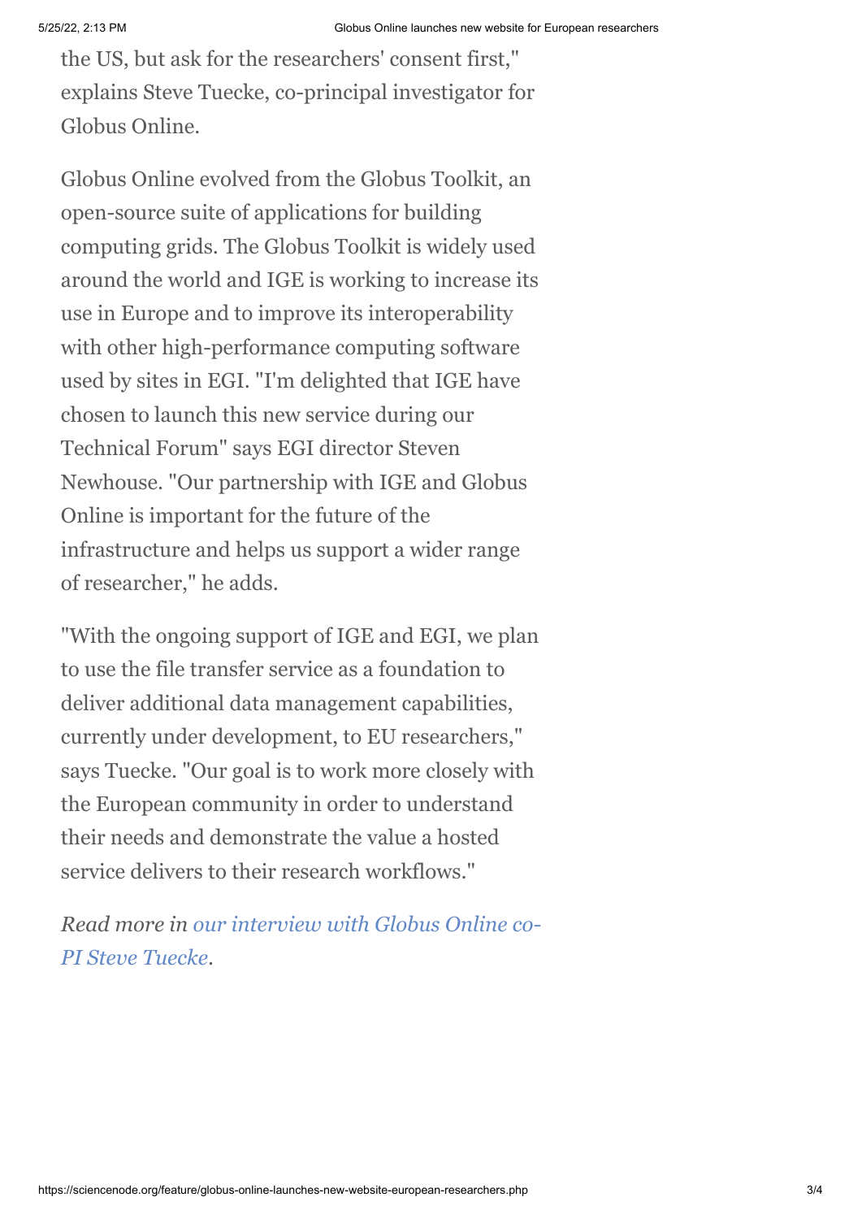the US, but ask for the researchers' consent first," explains Steve Tuecke, co-principal investigator for Globus Online.

Globus Online evolved from the Globus Toolkit, an open-source suite of applications for building computing grids. The Globus Toolkit is widely used around the world and IGE is working to increase its use in Europe and to improve its interoperability with other high-performance computing software used by sites in EGI. "I'm delighted that IGE have chosen to launch this new service during our Technical Forum" says EGI director Steven Newhouse. "Our partnership with IGE and Globus Online is important for the future of the infrastructure and helps us support a wider range of researcher," he adds.

"With the ongoing support of IGE and EGI, we plan to use the file transfer service as a foundation to deliver additional data management capabilities, currently under development, to EU researchers," says Tuecke. "Our goal is to work more closely with the European community in order to understand their needs and demonstrate the value a hosted service delivers to their research workflows."

*Read more in our interview with Globus Online co-PI Steve Tuecke.*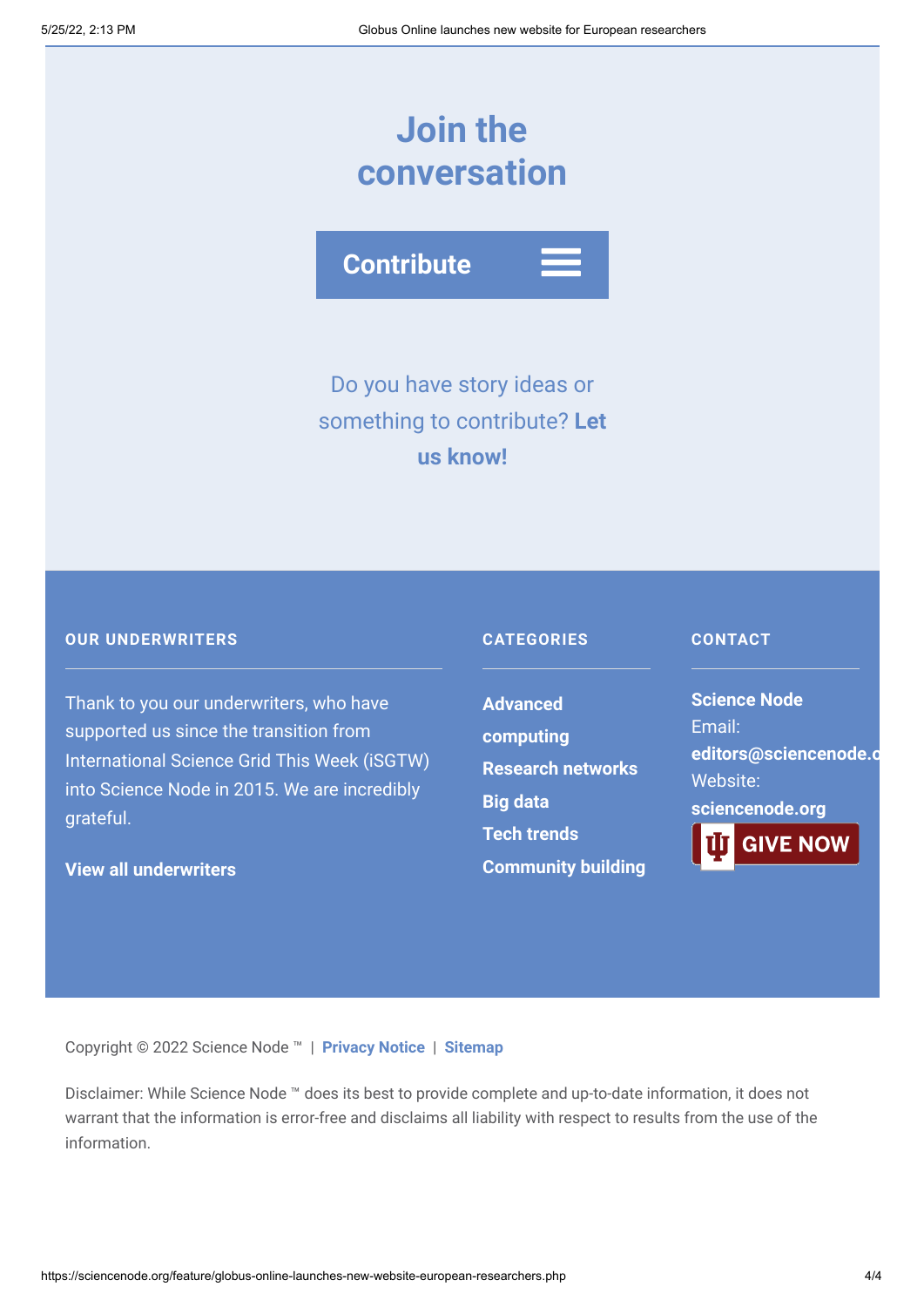# Join the conversation

**Contribute**

Do you have story ideas or something to contribute? **Let us know!**

## OUR UNDERWRITERS

Thank to you our underwriters, who have supported us since the transition from International Science Grid This Week (iSGTW) into Science Node in 2015. We are incredibly grateful.

**View all underwriters**

## CATEGORIES

- **Advanced computing**
- **Research networks**
- **Big data**
- **Tech trends**
- **Community building**

## CONTACT

**Science Node**
Email:
**editors@sciencenode.o**
Website:
**sciencenode.org**

**GIVE NOW**

Copyright © 2022 Science Node ™ | **Privacy Notice** | **Sitemap**

Disclaimer: While Science Node ™ does its best to provide complete and up-to-date information, it does not warrant that the information is error-free and disclaims all liability with respect to results from the use of the information.